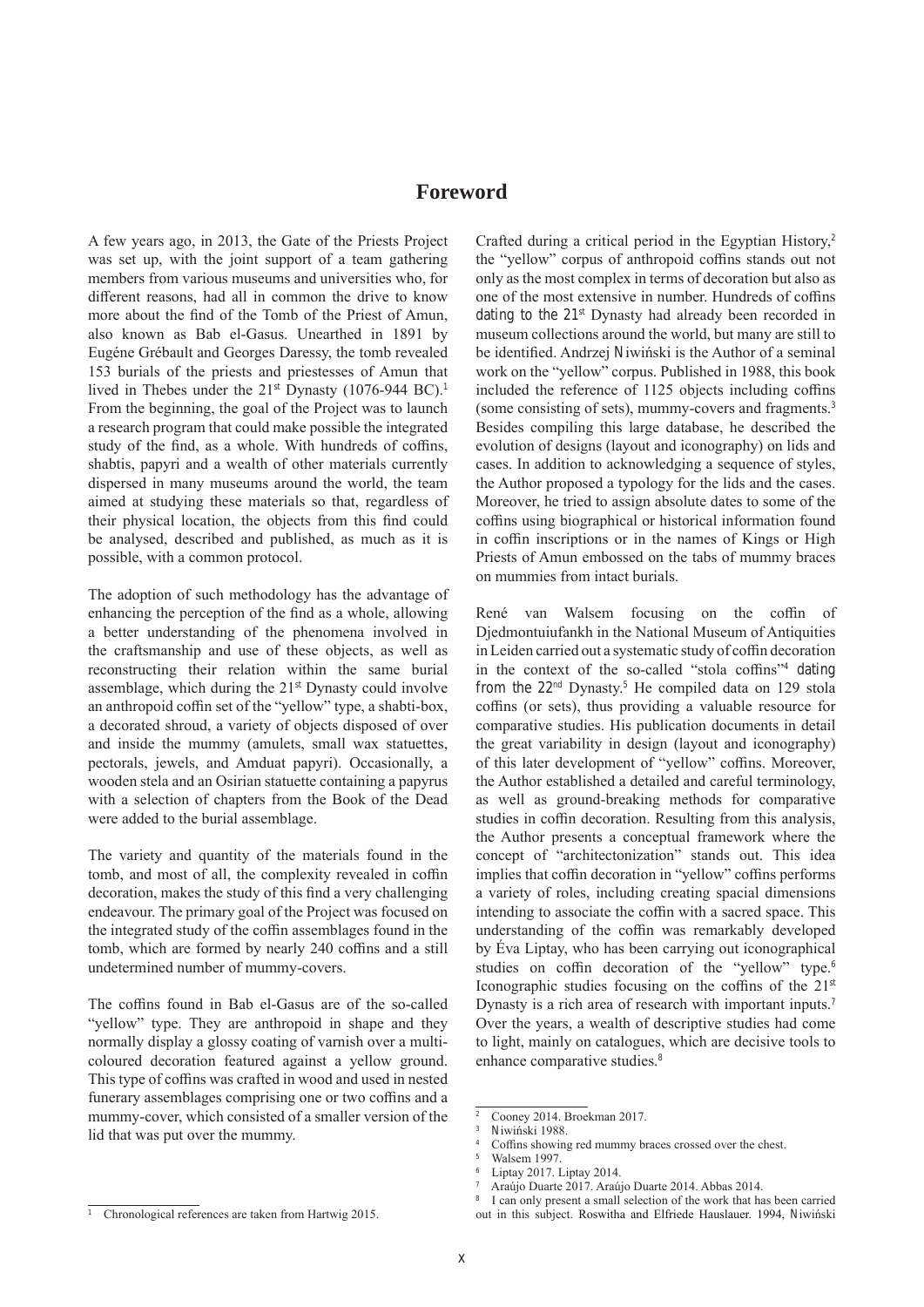# Foreword

A few years ago, in 2013, the Gate of the Priests Project was set up, with the joint support of a team gathering members from various museums and universities who, for different reasons, had all in common the drive to know more about the find of the Tomb of the Priest of Amun, also known as Bab el-Gasus. Unearthed in 1891 by Eugéne Grébault and Georges Daressy, the tomb revealed 153 burials of the priests and priestesses of Amun that lived in Thebes under the 21st Dynasty (1076-944 BC).[1] From the beginning, the goal of the Project was to launch a research program that could make possible the integrated study of the find, as a whole. With hundreds of coffins, shabtis, papyri and a wealth of other materials currently dispersed in many museums around the world, the team aimed at studying these materials so that, regardless of their physical location, the objects from this find could be analysed, described and published, as much as it is possible, with a common protocol.

The adoption of such methodology has the advantage of enhancing the perception of the find as a whole, allowing a better understanding of the phenomena involved in the craftsmanship and use of these objects, as well as reconstructing their relation within the same burial assemblage, which during the 21st Dynasty could involve an anthropoid coffin set of the "yellow" type, a shabti-box, a decorated shroud, a variety of objects disposed of over and inside the mummy (amulets, small wax statuettes, pectorals, jewels, and Amduat papyri). Occasionally, a wooden stela and an Osirian statuette containing a papyrus with a selection of chapters from the Book of the Dead were added to the burial assemblage.

The variety and quantity of the materials found in the tomb, and most of all, the complexity revealed in coffin decoration, makes the study of this find a very challenging endeavour. The primary goal of the Project was focused on the integrated study of the coffin assemblages found in the tomb, which are formed by nearly 240 coffins and a still undetermined number of mummy-covers.

The coffins found in Bab el-Gasus are of the so-called "yellow" type. They are anthropoid in shape and they normally display a glossy coating of varnish over a multi-coloured decoration featured against a yellow ground. This type of coffins was crafted in wood and used in nested funerary assemblages comprising one or two coffins and a mummy-cover, which consisted of a smaller version of the lid that was put over the mummy.

Crafted during a critical period in the Egyptian History,[2] the "yellow" corpus of anthropoid coffins stands out not only as the most complex in terms of decoration but also as one of the most extensive in number. Hundreds of coffins dating to the 21st Dynasty had already been recorded in museum collections around the world, but many are still to be identified. Andrzej Niwiński is the Author of a seminal work on the "yellow" corpus. Published in 1988, this book included the reference of 1125 objects including coffins (some consisting of sets), mummy-covers and fragments.[3] Besides compiling this large database, he described the evolution of designs (layout and iconography) on lids and cases. In addition to acknowledging a sequence of styles, the Author proposed a typology for the lids and the cases. Moreover, he tried to assign absolute dates to some of the coffins using biographical or historical information found in coffin inscriptions or in the names of Kings or High Priests of Amun embossed on the tabs of mummy braces on mummies from intact burials.

René van Walsem focusing on the coffin of Djedmontuiufankh in the National Museum of Antiquities in Leiden carried out a systematic study of coffin decoration in the context of the so-called "stola coffins"[4] dating from the 22nd Dynasty.[5] He compiled data on 129 stola coffins (or sets), thus providing a valuable resource for comparative studies. His publication documents in detail the great variability in design (layout and iconography) of this later development of "yellow" coffins. Moreover, the Author established a detailed and careful terminology, as well as ground-breaking methods for comparative studies in coffin decoration. Resulting from this analysis, the Author presents a conceptual framework where the concept of "architectonization" stands out. This idea implies that coffin decoration in "yellow" coffins performs a variety of roles, including creating spacial dimensions intending to associate the coffin with a sacred space. This understanding of the coffin was remarkably developed by Éva Liptay, who has been carrying out iconographical studies on coffin decoration of the "yellow" type.[6] Iconographic studies focusing on the coffins of the 21st Dynasty is a rich area of research with important inputs.[7] Over the years, a wealth of descriptive studies had come to light, mainly on catalogues, which are decisive tools to enhance comparative studies.[8]

---

[1] Chronological references are taken from Hartwig 2015.

[2] Cooney 2014. Broekman 2017.

[3] Niwiński 1988.

[4] Coffins showing red mummy braces crossed over the chest.

[5] Walsem 1997.

[6] Liptay 2017. Liptay 2014.

[7] Araújo Duarte 2017. Araújo Duarte 2014. Abbas 2014.

[8] I can only present a small selection of the work that has been carried out in this subject. Roswitha and Elfriede Hauslauer. 1994, Niwiński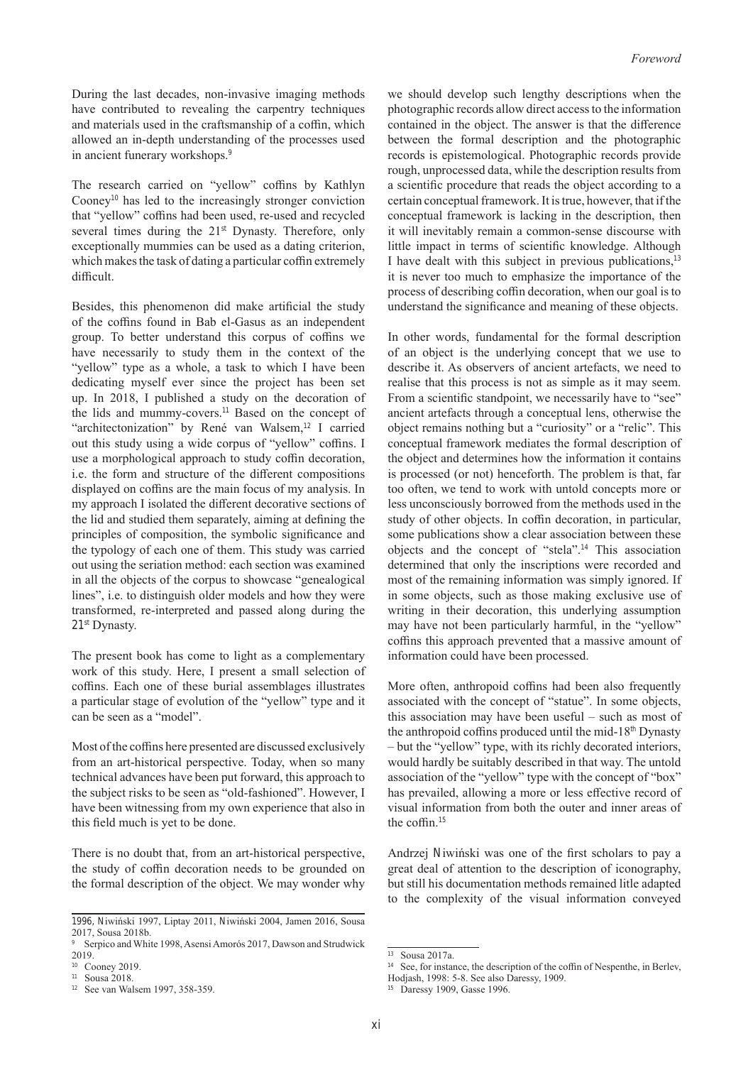During the last decades, non-invasive imaging methods have contributed to revealing the carpentry techniques and materials used in the craftsmanship of a coffin, which allowed an in-depth understanding of the processes used in ancient funerary workshops.[9]

The research carried on "yellow" coffins by Kathlyn Cooney[10] has led to the increasingly stronger conviction that "yellow" coffins had been used, re-used and recycled several times during the 21st Dynasty. Therefore, only exceptionally mummies can be used as a dating criterion, which makes the task of dating a particular coffin extremely difficult.

Besides, this phenomenon did make artificial the study of the coffins found in Bab el-Gasus as an independent group. To better understand this corpus of coffins we have necessarily to study them in the context of the "yellow" type as a whole, a task to which I have been dedicating myself ever since the project has been set up. In 2018, I published a study on the decoration of the lids and mummy-covers.[11] Based on the concept of "architectonization" by René van Walsem,[12] I carried out this study using a wide corpus of "yellow" coffins. I use a morphological approach to study coffin decoration, i.e. the form and structure of the different compositions displayed on coffins are the main focus of my analysis. In my approach I isolated the different decorative sections of the lid and studied them separately, aiming at defining the principles of composition, the symbolic significance and the typology of each one of them. This study was carried out using the seriation method: each section was examined in all the objects of the corpus to showcase "genealogical lines", i.e. to distinguish older models and how they were transformed, re-interpreted and passed along during the 21st Dynasty.

The present book has come to light as a complementary work of this study. Here, I present a small selection of coffins. Each one of these burial assemblages illustrates a particular stage of evolution of the "yellow" type and it can be seen as a "model".

Most of the coffins here presented are discussed exclusively from an art-historical perspective. Today, when so many technical advances have been put forward, this approach to the subject risks to be seen as "old-fashioned". However, I have been witnessing from my own experience that also in this field much is yet to be done.

There is no doubt that, from an art-historical perspective, the study of coffin decoration needs to be grounded on the formal description of the object. We may wonder why we should develop such lengthy descriptions when the photographic records allow direct access to the information contained in the object. The answer is that the difference between the formal description and the photographic records is epistemological. Photographic records provide rough, unprocessed data, while the description results from a scientific procedure that reads the object according to a certain conceptual framework. It is true, however, that if the conceptual framework is lacking in the description, then it will inevitably remain a common-sense discourse with little impact in terms of scientific knowledge. Although I have dealt with this subject in previous publications,[13] it is never too much to emphasize the importance of the process of describing coffin decoration, when our goal is to understand the significance and meaning of these objects.

In other words, fundamental for the formal description of an object is the underlying concept that we use to describe it. As observers of ancient artefacts, we need to realise that this process is not as simple as it may seem. From a scientific standpoint, we necessarily have to "see" ancient artefacts through a conceptual lens, otherwise the object remains nothing but a "curiosity" or a "relic". This conceptual framework mediates the formal description of the object and determines how the information it contains is processed (or not) henceforth. The problem is that, far too often, we tend to work with untold concepts more or less unconsciously borrowed from the methods used in the study of other objects. In coffin decoration, in particular, some publications show a clear association between these objects and the concept of "stela".[14] This association determined that only the inscriptions were recorded and most of the remaining information was simply ignored. If in some objects, such as those making exclusive use of writing in their decoration, this underlying assumption may have not been particularly harmful, in the "yellow" coffins this approach prevented that a massive amount of information could have been processed.

More often, anthropoid coffins had been also frequently associated with the concept of "statue". In some objects, this association may have been useful – such as most of the anthropoid coffins produced until the mid-18th Dynasty – but the "yellow" type, with its richly decorated interiors, would hardly be suitably described in that way. The untold association of the "yellow" type with the concept of "box" has prevailed, allowing a more or less effective record of visual information from both the outer and inner areas of the coffin.[15]

Andrzej Niwiński was one of the first scholars to pay a great deal of attention to the description of iconography, but still his documentation methods remained litle adapted to the complexity of the visual information conveyed

---

1996, Niwiński 1997, Liptay 2011, Niwiński 2004, Jamen 2016, Sousa 2017, Sousa 2018b.

[9] Serpico and White 1998, Asensi Amorós 2017, Dawson and Strudwick 2019.

[10] Cooney 2019.

[11] Sousa 2018.

[12] See van Walsem 1997, 358-359.

[13] Sousa 2017a.

[14] See, for instance, the description of the coffin of Nespenthe, in Berlev, Hodjash, 1998: 5-8. See also Daressy, 1909.

[15] Daressy 1909, Gasse 1996.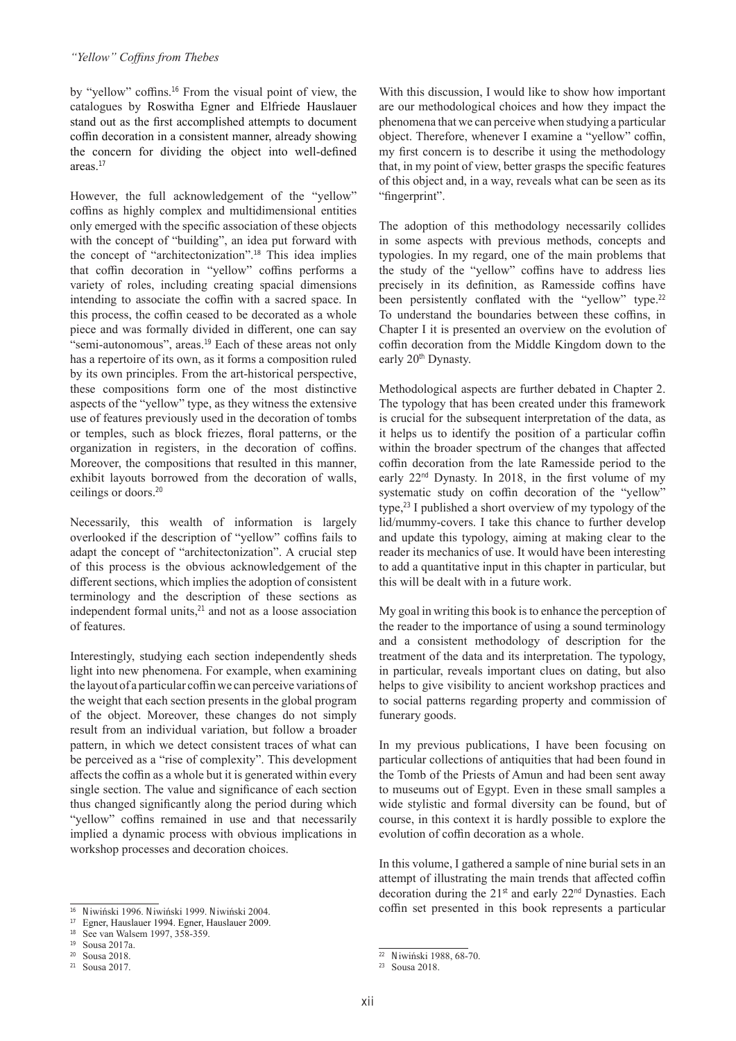by "yellow" coffins.[16] From the visual point of view, the catalogues by Roswitha Egner and Elfriede Hauslauer stand out as the first accomplished attempts to document coffin decoration in a consistent manner, already showing the concern for dividing the object into well-defined areas.[17]

However, the full acknowledgement of the "yellow" coffins as highly complex and multidimensional entities only emerged with the specific association of these objects with the concept of "building", an idea put forward with the concept of "architectonization".[18] This idea implies that coffin decoration in "yellow" coffins performs a variety of roles, including creating spacial dimensions intending to associate the coffin with a sacred space. In this process, the coffin ceased to be decorated as a whole piece and was formally divided in different, one can say "semi-autonomous", areas.[19] Each of these areas not only has a repertoire of its own, as it forms a composition ruled by its own principles. From the art-historical perspective, these compositions form one of the most distinctive aspects of the "yellow" type, as they witness the extensive use of features previously used in the decoration of tombs or temples, such as block friezes, floral patterns, or the organization in registers, in the decoration of coffins. Moreover, the compositions that resulted in this manner, exhibit layouts borrowed from the decoration of walls, ceilings or doors.[20]

Necessarily, this wealth of information is largely overlooked if the description of "yellow" coffins fails to adapt the concept of "architectonization". A crucial step of this process is the obvious acknowledgement of the different sections, which implies the adoption of consistent terminology and the description of these sections as independent formal units,[21] and not as a loose association of features.

Interestingly, studying each section independently sheds light into new phenomena. For example, when examining the layout of a particular coffin we can perceive variations of the weight that each section presents in the global program of the object. Moreover, these changes do not simply result from an individual variation, but follow a broader pattern, in which we detect consistent traces of what can be perceived as a "rise of complexity". This development affects the coffin as a whole but it is generated within every single section. The value and significance of each section thus changed significantly along the period during which "yellow" coffins remained in use and that necessarily implied a dynamic process with obvious implications in workshop processes and decoration choices.

With this discussion, I would like to show how important are our methodological choices and how they impact the phenomena that we can perceive when studying a particular object. Therefore, whenever I examine a "yellow" coffin, my first concern is to describe it using the methodology that, in my point of view, better grasps the specific features of this object and, in a way, reveals what can be seen as its "fingerprint".

The adoption of this methodology necessarily collides in some aspects with previous methods, concepts and typologies. In my regard, one of the main problems that the study of the "yellow" coffins have to address lies precisely in its definition, as Ramesside coffins have been persistently conflated with the "yellow" type.[22] To understand the boundaries between these coffins, in Chapter I it is presented an overview on the evolution of coffin decoration from the Middle Kingdom down to the early 20th Dynasty.

Methodological aspects are further debated in Chapter 2. The typology that has been created under this framework is crucial for the subsequent interpretation of the data, as it helps us to identify the position of a particular coffin within the broader spectrum of the changes that affected coffin decoration from the late Ramesside period to the early 22nd Dynasty. In 2018, in the first volume of my systematic study on coffin decoration of the "yellow" type,[23] I published a short overview of my typology of the lid/mummy-covers. I take this chance to further develop and update this typology, aiming at making clear to the reader its mechanics of use. It would have been interesting to add a quantitative input in this chapter in particular, but this will be dealt with in a future work.

My goal in writing this book is to enhance the perception of the reader to the importance of using a sound terminology and a consistent methodology of description for the treatment of the data and its interpretation. The typology, in particular, reveals important clues on dating, but also helps to give visibility to ancient workshop practices and to social patterns regarding property and commission of funerary goods.

In my previous publications, I have been focusing on particular collections of antiquities that had been found in the Tomb of the Priests of Amun and had been sent away to museums out of Egypt. Even in these small samples a wide stylistic and formal diversity can be found, but of course, in this context it is hardly possible to explore the evolution of coffin decoration as a whole.

In this volume, I gathered a sample of nine burial sets in an attempt of illustrating the main trends that affected coffin decoration during the 21st and early 22nd Dynasties. Each coffin set presented in this book represents a particular

---

[16] Niwiński 1996. Niwiński 1999. Niwiński 2004.

[17] Egner, Hauslauer 1994. Egner, Hauslauer 2009.

[18] See van Walsem 1997, 358-359.

[19] Sousa 2017a.

[20] Sousa 2018.

[21] Sousa 2017.

[22] Niwiński 1988, 68-70.

[23] Sousa 2018.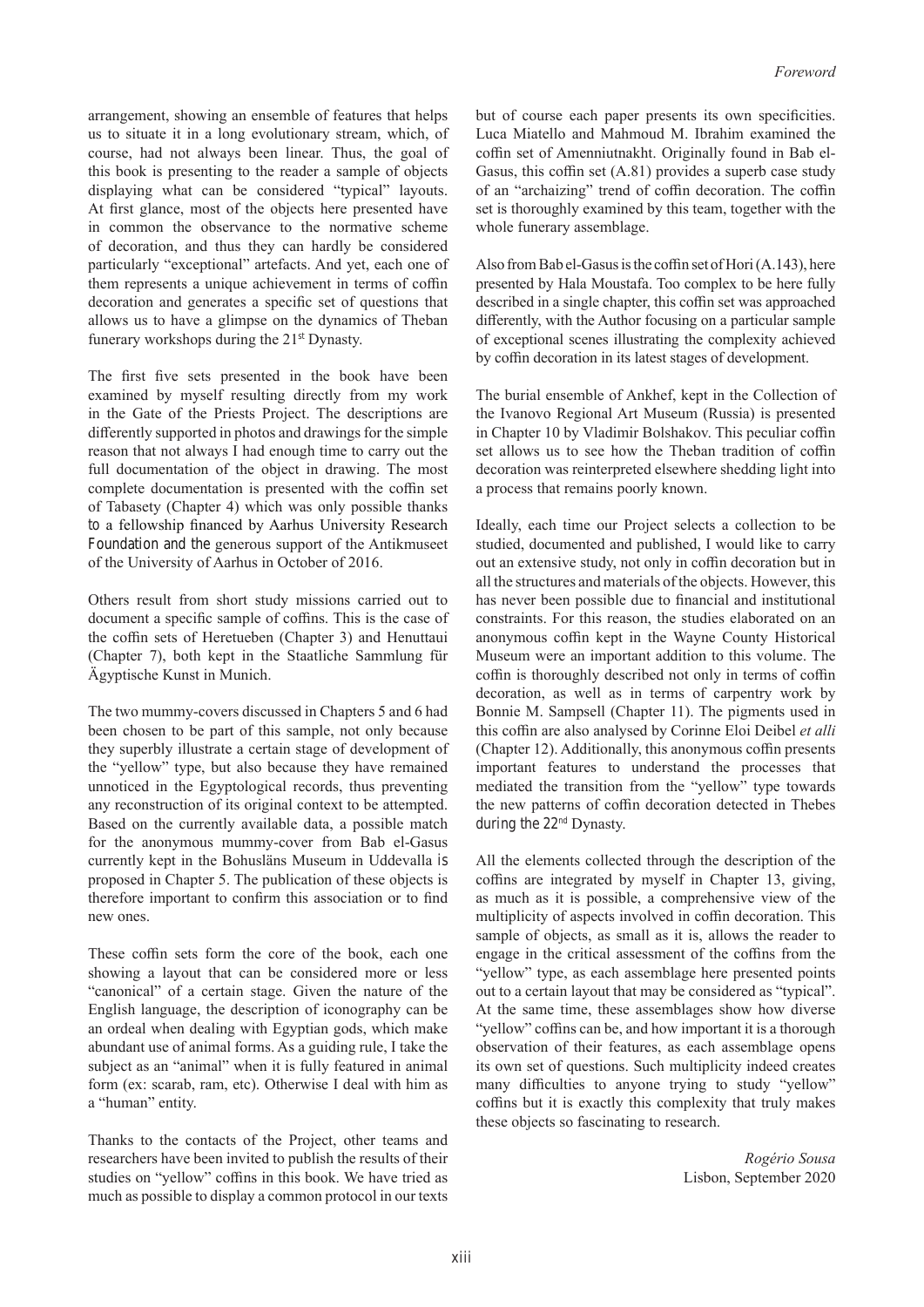arrangement, showing an ensemble of features that helps us to situate it in a long evolutionary stream, which, of course, had not always been linear. Thus, the goal of this book is presenting to the reader a sample of objects displaying what can be considered "typical" layouts. At first glance, most of the objects here presented have in common the observance to the normative scheme of decoration, and thus they can hardly be considered particularly "exceptional" artefacts. And yet, each one of them represents a unique achievement in terms of coffin decoration and generates a specific set of questions that allows us to have a glimpse on the dynamics of Theban funerary workshops during the 21st Dynasty.

The first five sets presented in the book have been examined by myself resulting directly from my work in the Gate of the Priests Project. The descriptions are differently supported in photos and drawings for the simple reason that not always I had enough time to carry out the full documentation of the object in drawing. The most complete documentation is presented with the coffin set of Tabasety (Chapter 4) which was only possible thanks to a fellowship financed by Aarhus University Research Foundation and the generous support of the Antikmuseet of the University of Aarhus in October of 2016.

Others result from short study missions carried out to document a specific sample of coffins. This is the case of the coffin sets of Heretueben (Chapter 3) and Henuttaui (Chapter 7), both kept in the Staatliche Sammlung für Ägyptische Kunst in Munich.

The two mummy-covers discussed in Chapters 5 and 6 had been chosen to be part of this sample, not only because they superbly illustrate a certain stage of development of the "yellow" type, but also because they have remained unnoticed in the Egyptological records, thus preventing any reconstruction of its original context to be attempted. Based on the currently available data, a possible match for the anonymous mummy-cover from Bab el-Gasus currently kept in the Bohusläns Museum in Uddevalla is proposed in Chapter 5. The publication of these objects is therefore important to confirm this association or to find new ones.

These coffin sets form the core of the book, each one showing a layout that can be considered more or less "canonical" of a certain stage. Given the nature of the English language, the description of iconography can be an ordeal when dealing with Egyptian gods, which make abundant use of animal forms. As a guiding rule, I take the subject as an "animal" when it is fully featured in animal form (ex: scarab, ram, etc). Otherwise I deal with him as a "human" entity.

Thanks to the contacts of the Project, other teams and researchers have been invited to publish the results of their studies on "yellow" coffins in this book. We have tried as much as possible to display a common protocol in our texts but of course each paper presents its own specificities. Luca Miatello and Mahmoud M. Ibrahim examined the coffin set of Amenniutnakht. Originally found in Bab el-Gasus, this coffin set (A.81) provides a superb case study of an "archaizing" trend of coffin decoration. The coffin set is thoroughly examined by this team, together with the whole funerary assemblage.

Also from Bab el-Gasus is the coffin set of Hori (A.143), here presented by Hala Moustafa. Too complex to be here fully described in a single chapter, this coffin set was approached differently, with the Author focusing on a particular sample of exceptional scenes illustrating the complexity achieved by coffin decoration in its latest stages of development.

The burial ensemble of Ankhef, kept in the Collection of the Ivanovo Regional Art Museum (Russia) is presented in Chapter 10 by Vladimir Bolshakov. This peculiar coffin set allows us to see how the Theban tradition of coffin decoration was reinterpreted elsewhere shedding light into a process that remains poorly known.

Ideally, each time our Project selects a collection to be studied, documented and published, I would like to carry out an extensive study, not only in coffin decoration but in all the structures and materials of the objects. However, this has never been possible due to financial and institutional constraints. For this reason, the studies elaborated on an anonymous coffin kept in the Wayne County Historical Museum were an important addition to this volume. The coffin is thoroughly described not only in terms of coffin decoration, as well as in terms of carpentry work by Bonnie M. Sampsell (Chapter 11). The pigments used in this coffin are also analysed by Corinne Eloi Deibel *et alli* (Chapter 12). Additionally, this anonymous coffin presents important features to understand the processes that mediated the transition from the "yellow" type towards the new patterns of coffin decoration detected in Thebes during the 22nd Dynasty.

All the elements collected through the description of the coffins are integrated by myself in Chapter 13, giving, as much as it is possible, a comprehensive view of the multiplicity of aspects involved in coffin decoration. This sample of objects, as small as it is, allows the reader to engage in the critical assessment of the coffins from the "yellow" type, as each assemblage here presented points out to a certain layout that may be considered as "typical". At the same time, these assemblages show how diverse "yellow" coffins can be, and how important it is a thorough observation of their features, as each assemblage opens its own set of questions. Such multiplicity indeed creates many difficulties to anyone trying to study "yellow" coffins but it is exactly this complexity that truly makes these objects so fascinating to research.

*Rogério Sousa*
Lisbon, September 2020